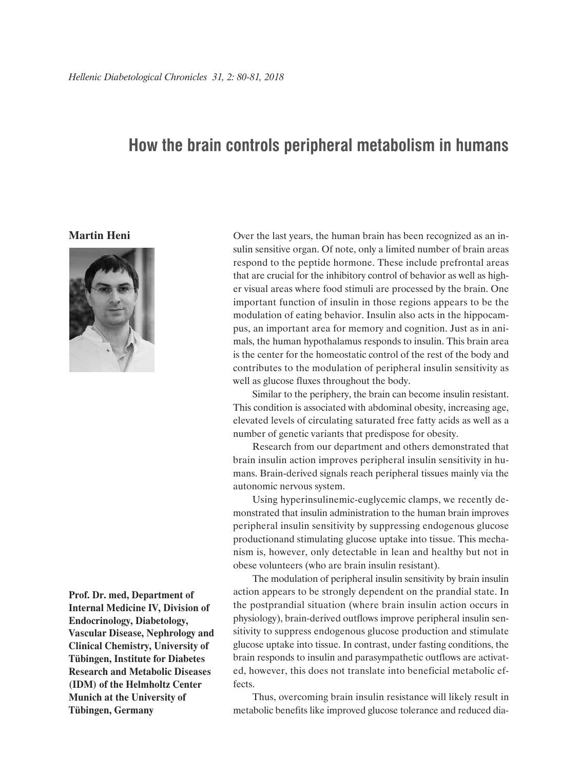# How the brain controls peripheral metabolism in humans

**Martin Heni**

**Prof. Dr. med, Department of Internal Medicine IV, Division of Endocrinology, Diabetology, Vascular Disease, Nephrology and Clinical Chemistry, University of Tübingen, Institute for Diabetes Research and Metabolic Diseases (IDM) of the Helmholtz Center Munich at the University of Tübingen, Germany**

Over the last years, the human brain has been recognized as an insulin sensitive organ. Of note, only a limited number of brain areas respond to the peptide hormone. These include prefrontal areas that are crucial for the inhibitory control of behavior as well as higher visual areas where food stimuli are processed by the brain. One important function of insulin in those regions appears to be the modulation of eating behavior. Insulin also acts in the hippocampus, an important area for memory and cognition. Just as in animals, the human hypothalamus responds to insulin. This brain area is the center for the homeostatic control of the rest of the body and contributes to the modulation of peripheral insulin sensitivity as well as glucose fluxes throughout the body.

Similar to the periphery, the brain can become insulin resistant. This condition is associated with abdominal obesity, increasing age, elevated levels of circulating saturated free fatty acids as well as a number of genetic variants that predispose for obesity.

Research from our department and others demonstrated that brain insulin action improves peripheral insulin sensitivity in humans. Brain-derived signals reach peripheral tissues mainly via the autonomic nervous system.

Using hyperinsulinemic-euglycemic clamps, we recently demonstrated that insulin administration to the human brain improves peripheral insulin sensitivity by suppressing endogenous glucose productionand stimulating glucose uptake into tissue. This mechanism is, however, only detectable in lean and healthy but not in obese volunteers (who are brain insulin resistant).

The modulation of peripheral insulin sensitivity by brain insulin action appears to be strongly dependent on the prandial state. In the postprandial situation (where brain insulin action occurs in physiology), brain-derived outflows improve peripheral insulin sensitivity to suppress endogenous glucose production and stimulate glucose uptake into tissue. In contrast, under fasting conditions, the brain responds to insulin and parasympathetic outflows are activated, however, this does not translate into beneficial metabolic effects.

Thus, overcoming brain insulin resistance will likely result in metabolic benefits like improved glucose tolerance and reduced dia-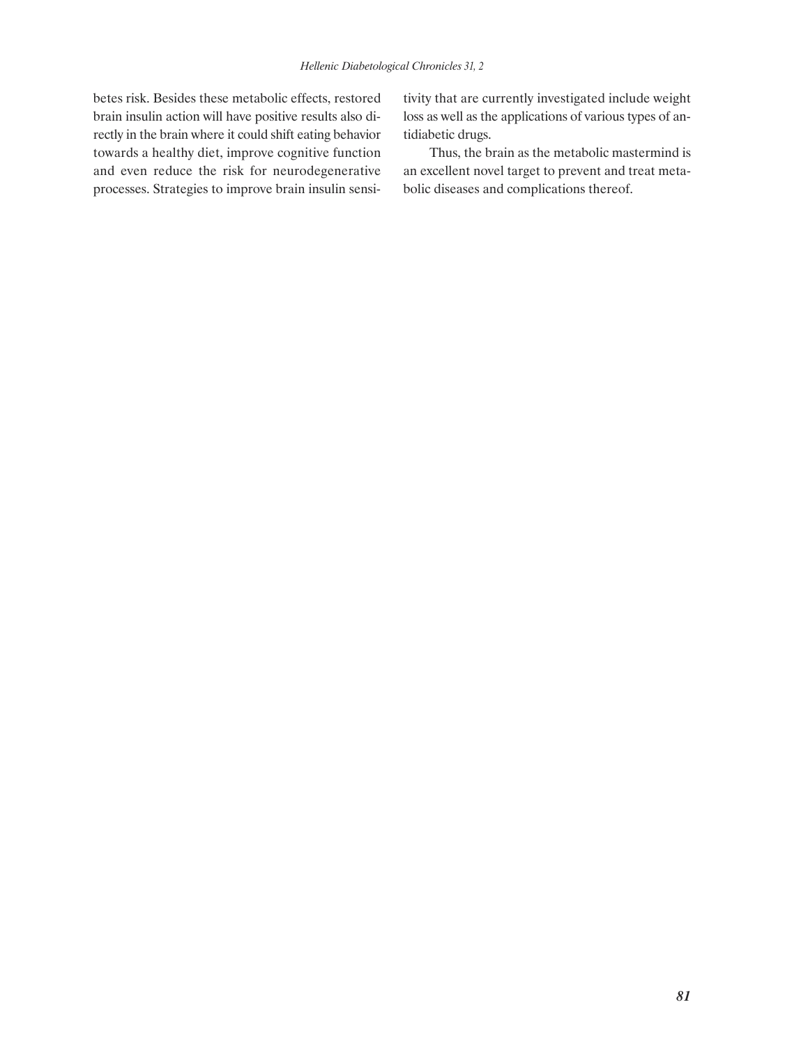betes risk. Besides these metabolic effects, restored brain insulin action will have positive results also directly in the brain where it could shift eating behavior towards a healthy diet, improve cognitive function and even reduce the risk for neurodegenerative processes. Strategies to improve brain insulin sensitivity that are currently investigated include weight loss as well as the applications of various types of antidiabetic drugs.

Thus, the brain as the metabolic mastermind is an excellent novel target to prevent and treat metabolic diseases and complications thereof.